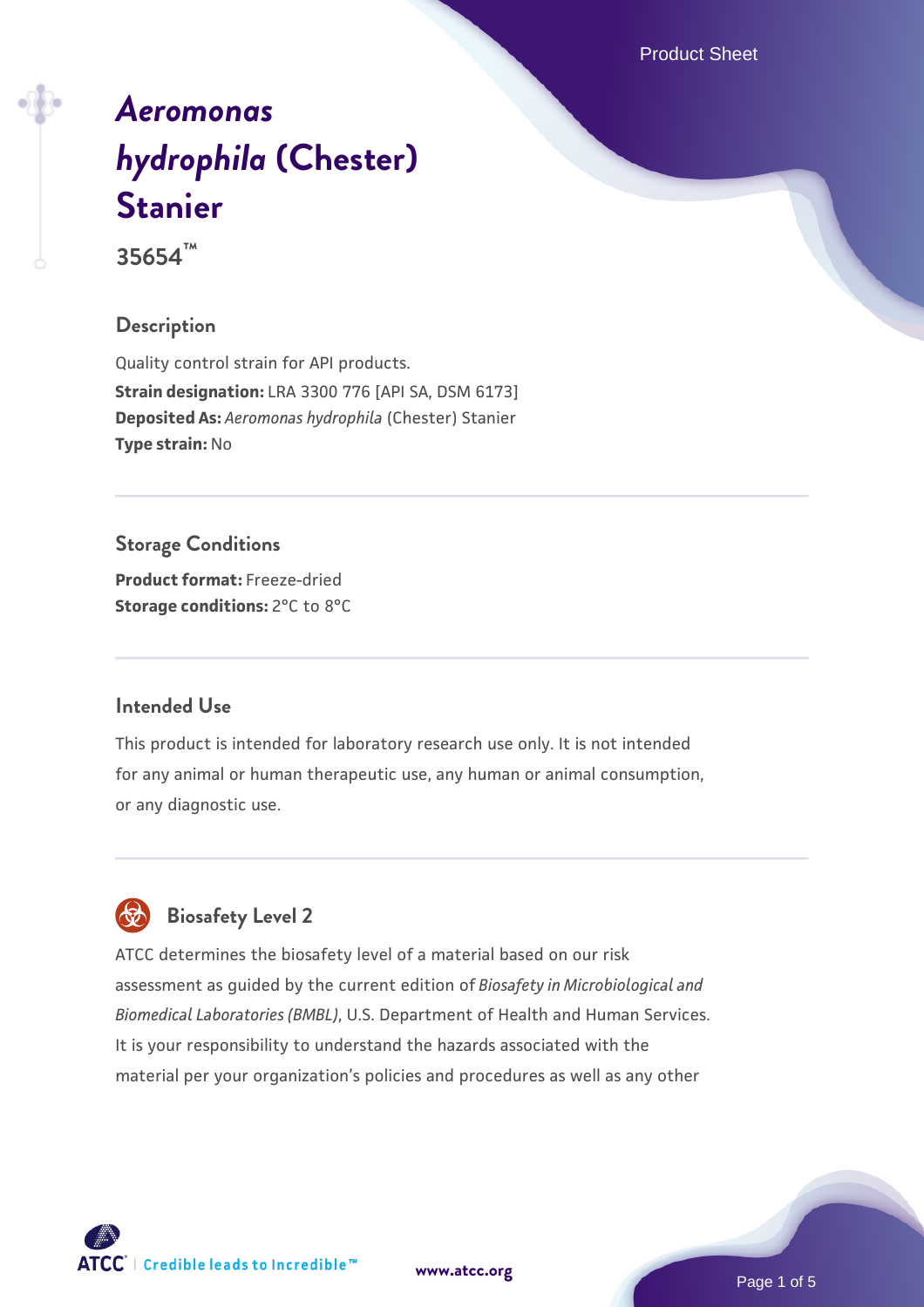# *Aeromonas hydrophila* (Chester) Stanier

35654™

## Description

Quality control strain for API products.

**Strain designation:** LRA 3300 776 [API SA, DSM 6173]

**Deposited As:** *Aeromonas hydrophila* (Chester) Stanier

**Type strain:** No

## Storage Conditions

**Product format:** Freeze-dried

**Storage conditions:** 2°C to 8°C

## Intended Use

This product is intended for laboratory research use only. It is not intended for any animal or human therapeutic use, any human or animal consumption, or any diagnostic use.

## Biosafety Level 2

ATCC determines the biosafety level of a material based on our risk assessment as guided by the current edition of *Biosafety in Microbiological and Biomedical Laboratories (BMBL)*, U.S. Department of Health and Human Services. It is your responsibility to understand the hazards associated with the material per your organization's policies and procedures as well as any other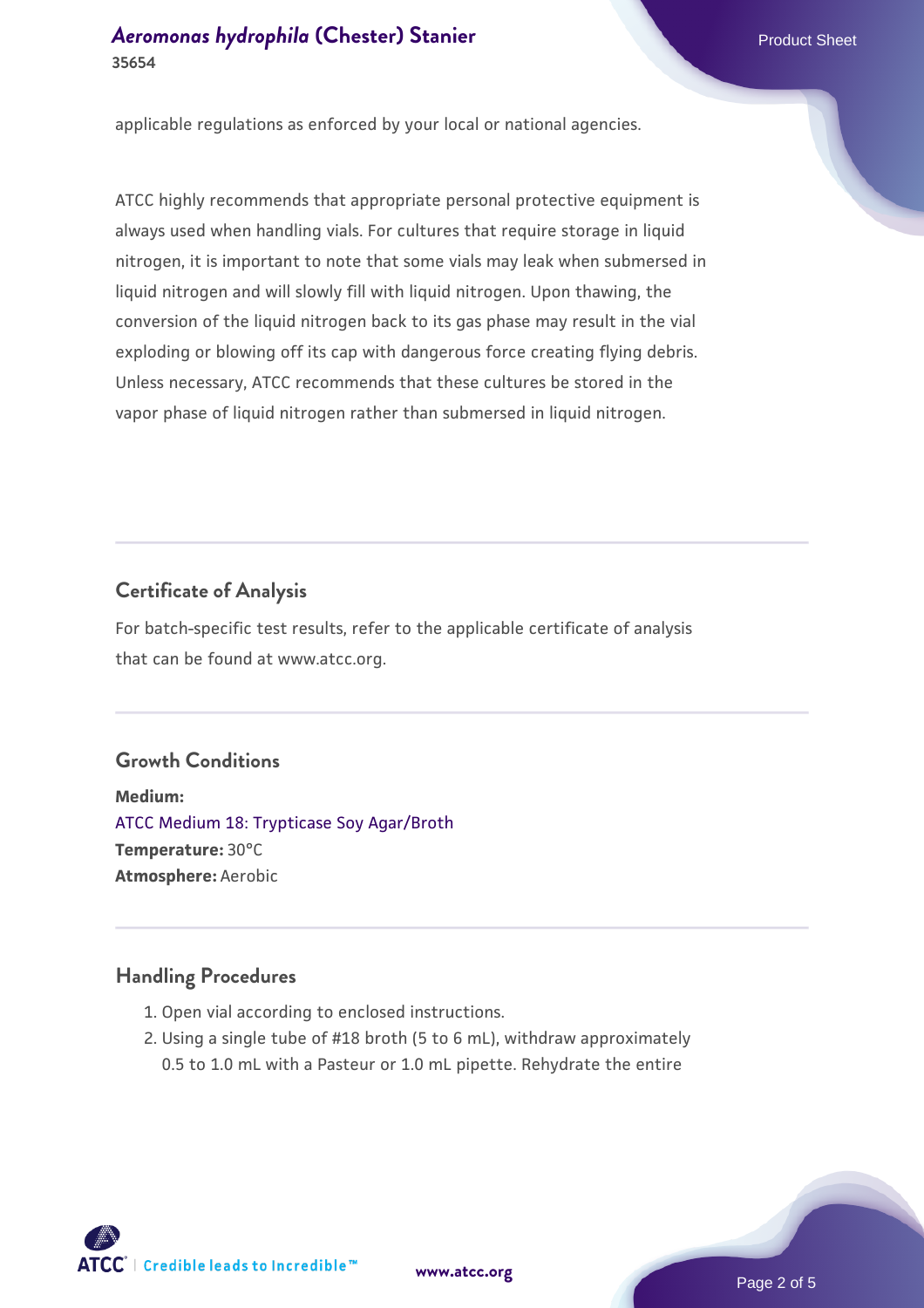applicable regulations as enforced by your local or national agencies.

ATCC highly recommends that appropriate personal protective equipment is always used when handling vials. For cultures that require storage in liquid nitrogen, it is important to note that some vials may leak when submersed in liquid nitrogen and will slowly fill with liquid nitrogen. Upon thawing, the conversion of the liquid nitrogen back to its gas phase may result in the vial exploding or blowing off its cap with dangerous force creating flying debris. Unless necessary, ATCC recommends that these cultures be stored in the vapor phase of liquid nitrogen rather than submersed in liquid nitrogen.

## Certificate of Analysis

For batch-specific test results, refer to the applicable certificate of analysis that can be found at www.atcc.org.

## Growth Conditions

**Medium:**
ATCC Medium 18: Trypticase Soy Agar/Broth
**Temperature:** 30°C
**Atmosphere:** Aerobic

## Handling Procedures

1. Open vial according to enclosed instructions.
2. Using a single tube of #18 broth (5 to 6 mL), withdraw approximately 0.5 to 1.0 mL with a Pasteur or 1.0 mL pipette. Rehydrate the entire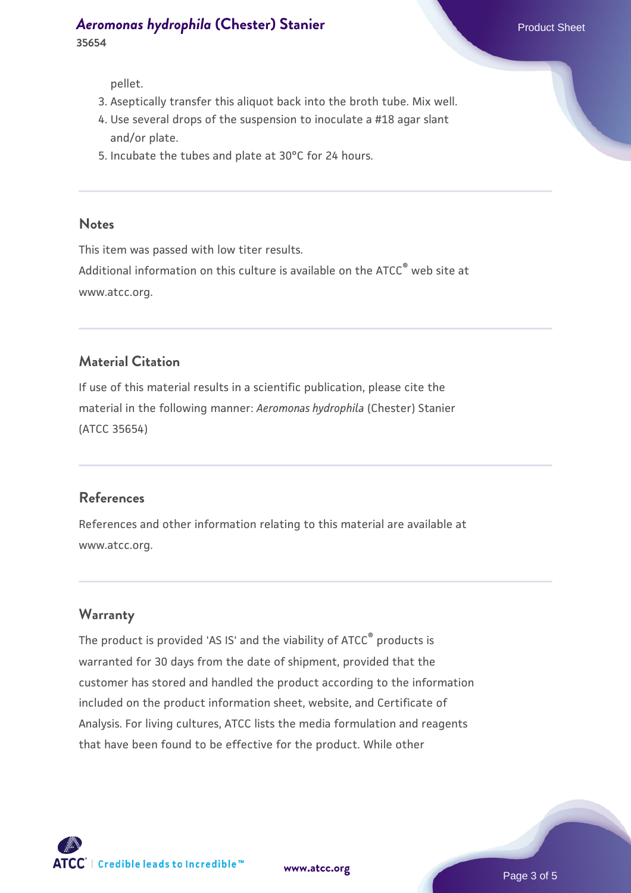pellet.

3. Aseptically transfer this aliquot back into the broth tube. Mix well.
4. Use several drops of the suspension to inoculate a #18 agar slant and/or plate.
5. Incubate the tubes and plate at 30°C for 24 hours.

## Notes

This item was passed with low titer results.
Additional information on this culture is available on the ATCC® web site at www.atcc.org.

## Material Citation

If use of this material results in a scientific publication, please cite the material in the following manner: *Aeromonas hydrophila* (Chester) Stanier (ATCC 35654)

## References

References and other information relating to this material are available at www.atcc.org.

## Warranty

The product is provided 'AS IS' and the viability of ATCC® products is warranted for 30 days from the date of shipment, provided that the customer has stored and handled the product according to the information included on the product information sheet, website, and Certificate of Analysis. For living cultures, ATCC lists the media formulation and reagents that have been found to be effective for the product. While other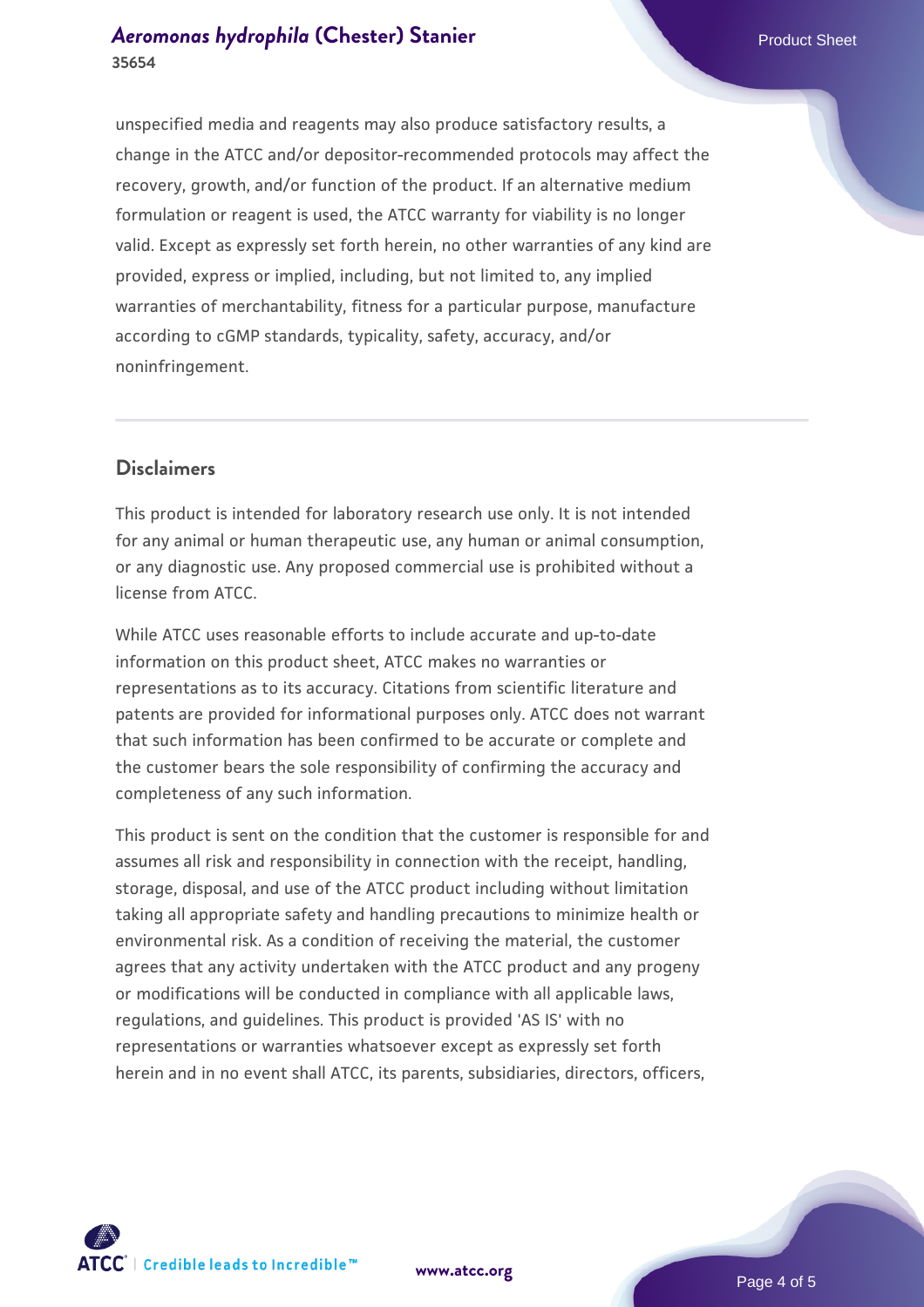unspecified media and reagents may also produce satisfactory results, a change in the ATCC and/or depositor-recommended protocols may affect the recovery, growth, and/or function of the product. If an alternative medium formulation or reagent is used, the ATCC warranty for viability is no longer valid. Except as expressly set forth herein, no other warranties of any kind are provided, express or implied, including, but not limited to, any implied warranties of merchantability, fitness for a particular purpose, manufacture according to cGMP standards, typicality, safety, accuracy, and/or noninfringement.

## Disclaimers

This product is intended for laboratory research use only. It is not intended for any animal or human therapeutic use, any human or animal consumption, or any diagnostic use. Any proposed commercial use is prohibited without a license from ATCC.

While ATCC uses reasonable efforts to include accurate and up-to-date information on this product sheet, ATCC makes no warranties or representations as to its accuracy. Citations from scientific literature and patents are provided for informational purposes only. ATCC does not warrant that such information has been confirmed to be accurate or complete and the customer bears the sole responsibility of confirming the accuracy and completeness of any such information.

This product is sent on the condition that the customer is responsible for and assumes all risk and responsibility in connection with the receipt, handling, storage, disposal, and use of the ATCC product including without limitation taking all appropriate safety and handling precautions to minimize health or environmental risk. As a condition of receiving the material, the customer agrees that any activity undertaken with the ATCC product and any progeny or modifications will be conducted in compliance with all applicable laws, regulations, and guidelines. This product is provided 'AS IS' with no representations or warranties whatsoever except as expressly set forth herein and in no event shall ATCC, its parents, subsidiaries, directors, officers,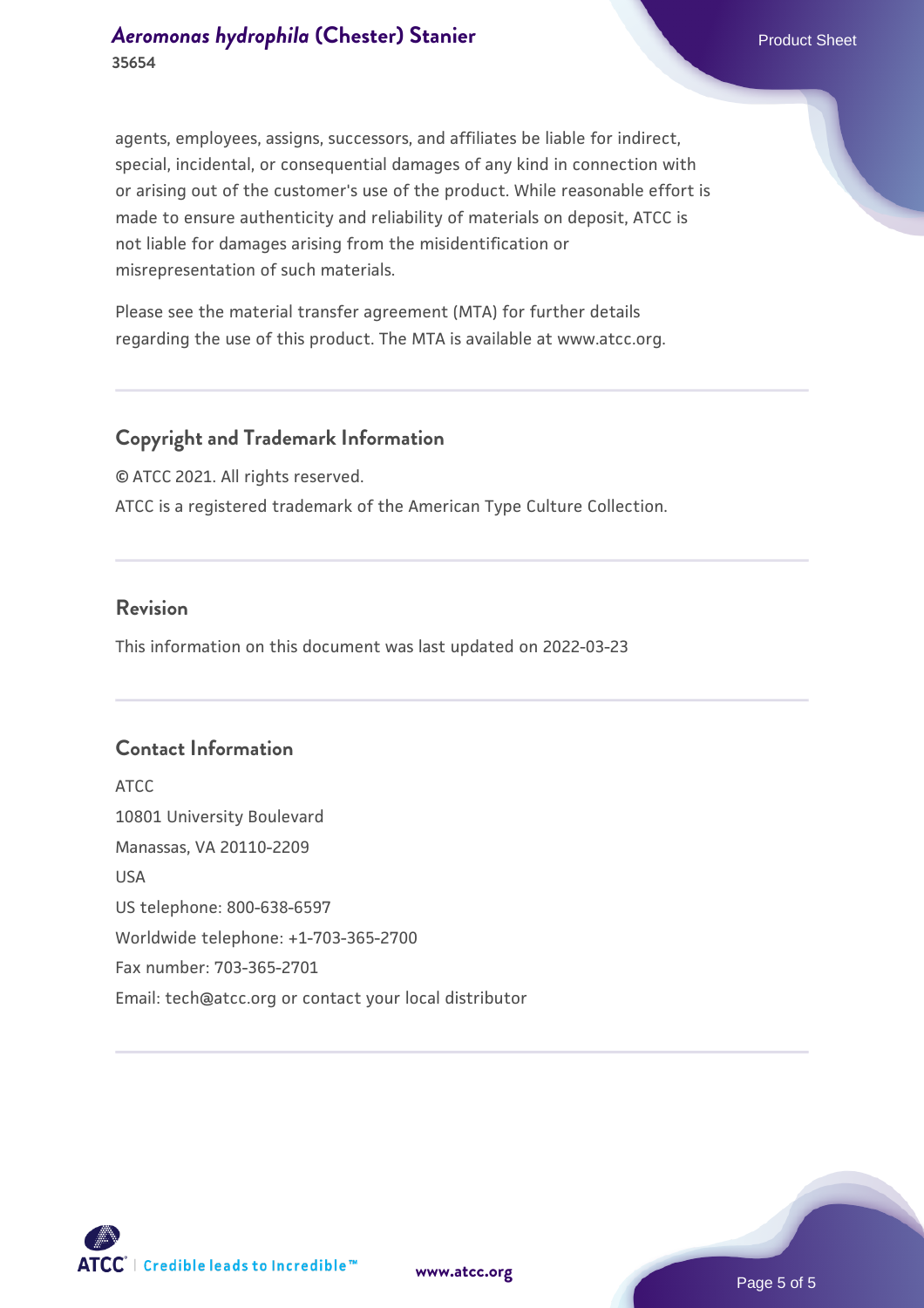agents, employees, assigns, successors, and affiliates be liable for indirect, special, incidental, or consequential damages of any kind in connection with or arising out of the customer's use of the product. While reasonable effort is made to ensure authenticity and reliability of materials on deposit, ATCC is not liable for damages arising from the misidentification or misrepresentation of such materials.

Please see the material transfer agreement (MTA) for further details regarding the use of this product. The MTA is available at www.atcc.org.

## Copyright and Trademark Information

© ATCC 2021. All rights reserved.

ATCC is a registered trademark of the American Type Culture Collection.

## Revision

This information on this document was last updated on 2022-03-23

## Contact Information

ATCC
10801 University Boulevard
Manassas, VA 20110-2209
USA
US telephone: 800-638-6597
Worldwide telephone: +1-703-365-2700
Fax number: 703-365-2701
Email: tech@atcc.org or contact your local distributor